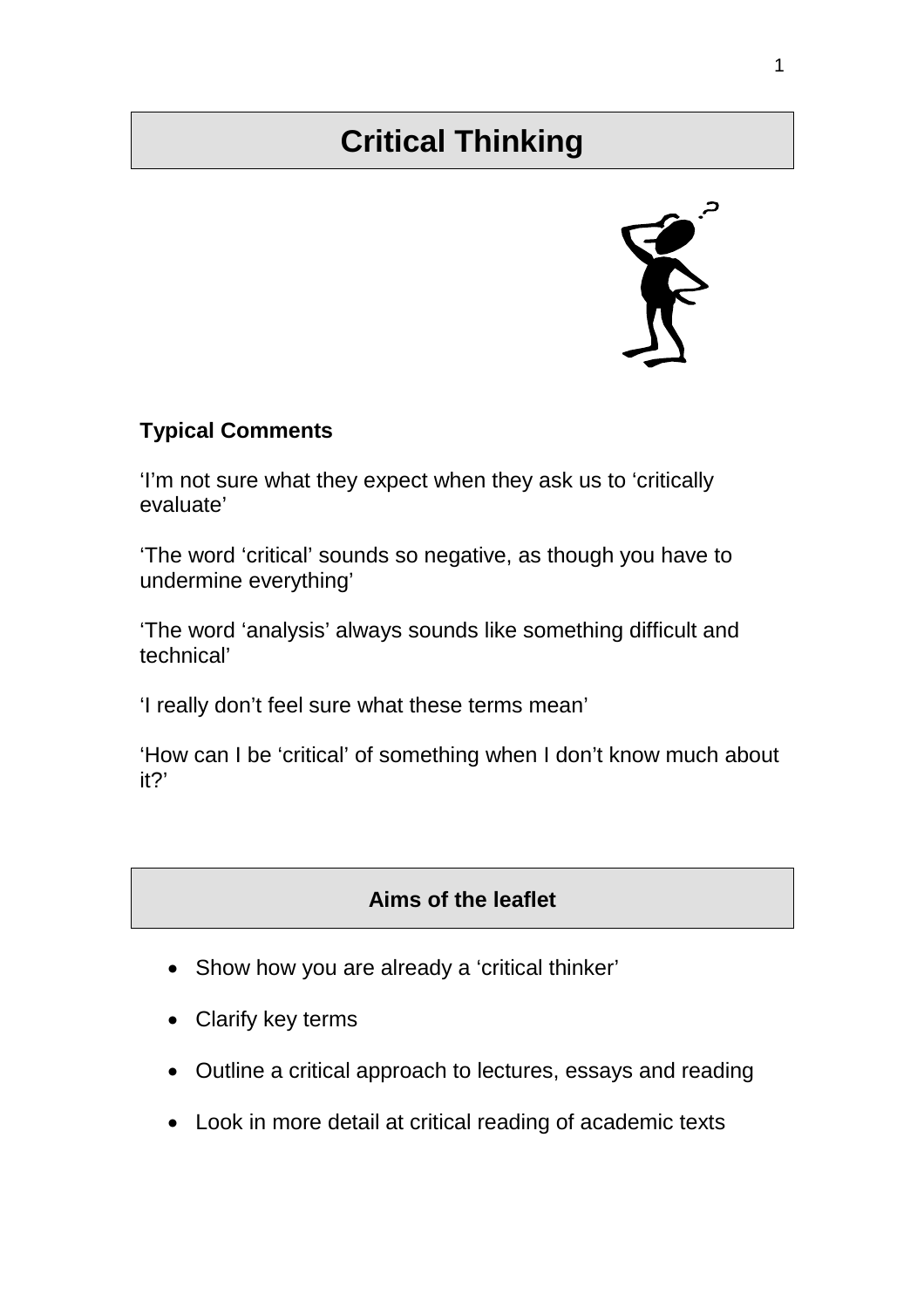# Critical Thinking

## Typical Comments

'I'm not sure what they expect when they ask us to 'critically evaluate'

'The word 'critical' sounds so negative, as though you have to undermine everything'

'The word 'analysis' always sounds like something difficult and technical'

'I really don't feel sure what these terms mean'

'How can I be 'critical' of something when I don't know much about it?'

## Aims of the leaflet

- Show how you are already a 'critical thinker'
- Clarify key terms
- Outline a critical approach to lectures, essays and reading
- Look in more detail at critical reading of academic texts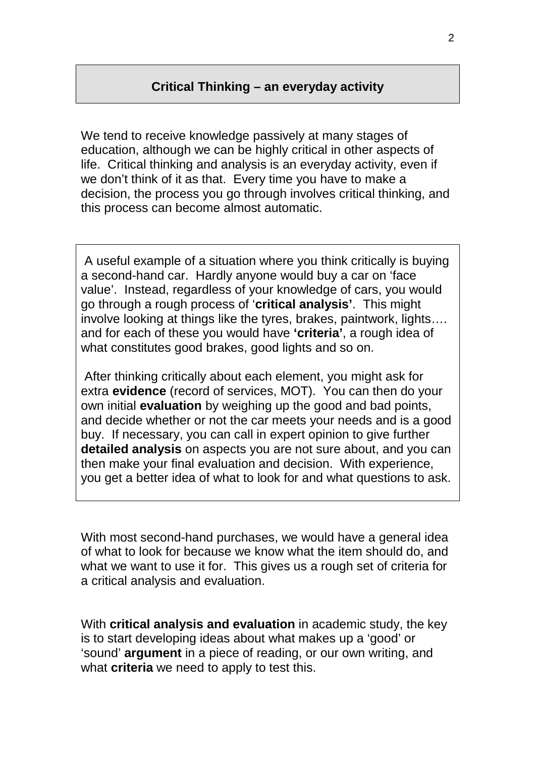## Critical Thinking – an everyday activity

We tend to receive knowledge passively at many stages of education, although we can be highly critical in other aspects of life. Critical thinking and analysis is an everyday activity, even if we don't think of it as that. Every time you have to make a decision, the process you go through involves critical thinking, and this process can become almost automatic.

A useful example of a situation where you think critically is buying a second-hand car. Hardly anyone would buy a car on 'face value'. Instead, regardless of your knowledge of cars, you would go through a rough process of '**critical analysis'**. This might involve looking at things like the tyres, brakes, paintwork, lights…. and for each of these you would have **'criteria'**, a rough idea of what constitutes good brakes, good lights and so on.

After thinking critically about each element, you might ask for extra **evidence** (record of services, MOT). You can then do your own initial **evaluation** by weighing up the good and bad points, and decide whether or not the car meets your needs and is a good buy. If necessary, you can call in expert opinion to give further **detailed analysis** on aspects you are not sure about, and you can then make your final evaluation and decision. With experience, you get a better idea of what to look for and what questions to ask.

With most second-hand purchases, we would have a general idea of what to look for because we know what the item should do, and what we want to use it for. This gives us a rough set of criteria for a critical analysis and evaluation.

With **critical analysis and evaluation** in academic study, the key is to start developing ideas about what makes up a 'good' or 'sound' **argument** in a piece of reading, or our own writing, and what **criteria** we need to apply to test this.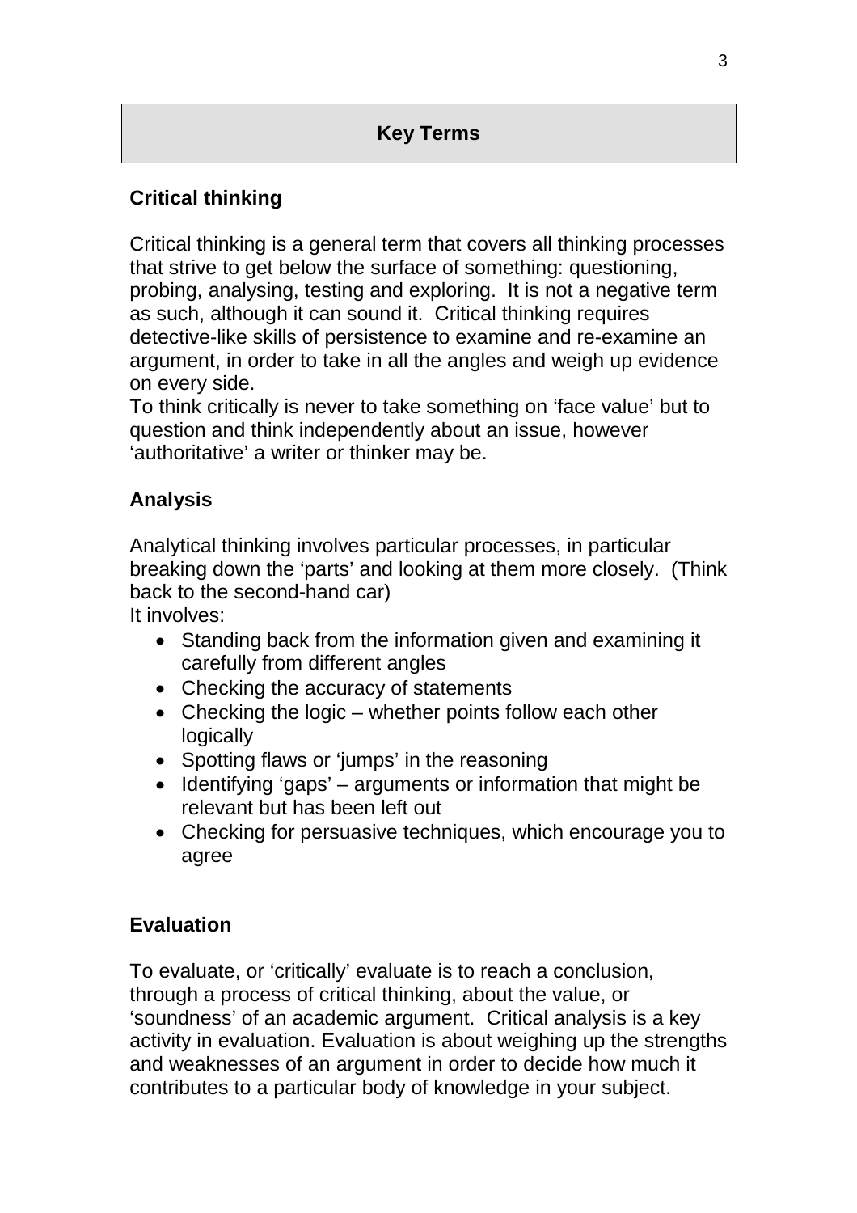## Key Terms

### Critical thinking

Critical thinking is a general term that covers all thinking processes that strive to get below the surface of something: questioning, probing, analysing, testing and exploring. It is not a negative term as such, although it can sound it. Critical thinking requires detective-like skills of persistence to examine and re-examine an argument, in order to take in all the angles and weigh up evidence on every side.

To think critically is never to take something on 'face value' but to question and think independently about an issue, however 'authoritative' a writer or thinker may be.

### Analysis

Analytical thinking involves particular processes, in particular breaking down the 'parts' and looking at them more closely. (Think back to the second-hand car)

It involves:

- Standing back from the information given and examining it carefully from different angles
- Checking the accuracy of statements
- Checking the logic – whether points follow each other logically
- Spotting flaws or 'jumps' in the reasoning
- Identifying 'gaps' – arguments or information that might be relevant but has been left out
- Checking for persuasive techniques, which encourage you to agree

### Evaluation

To evaluate, or 'critically' evaluate is to reach a conclusion, through a process of critical thinking, about the value, or 'soundness' of an academic argument. Critical analysis is a key activity in evaluation. Evaluation is about weighing up the strengths and weaknesses of an argument in order to decide how much it contributes to a particular body of knowledge in your subject.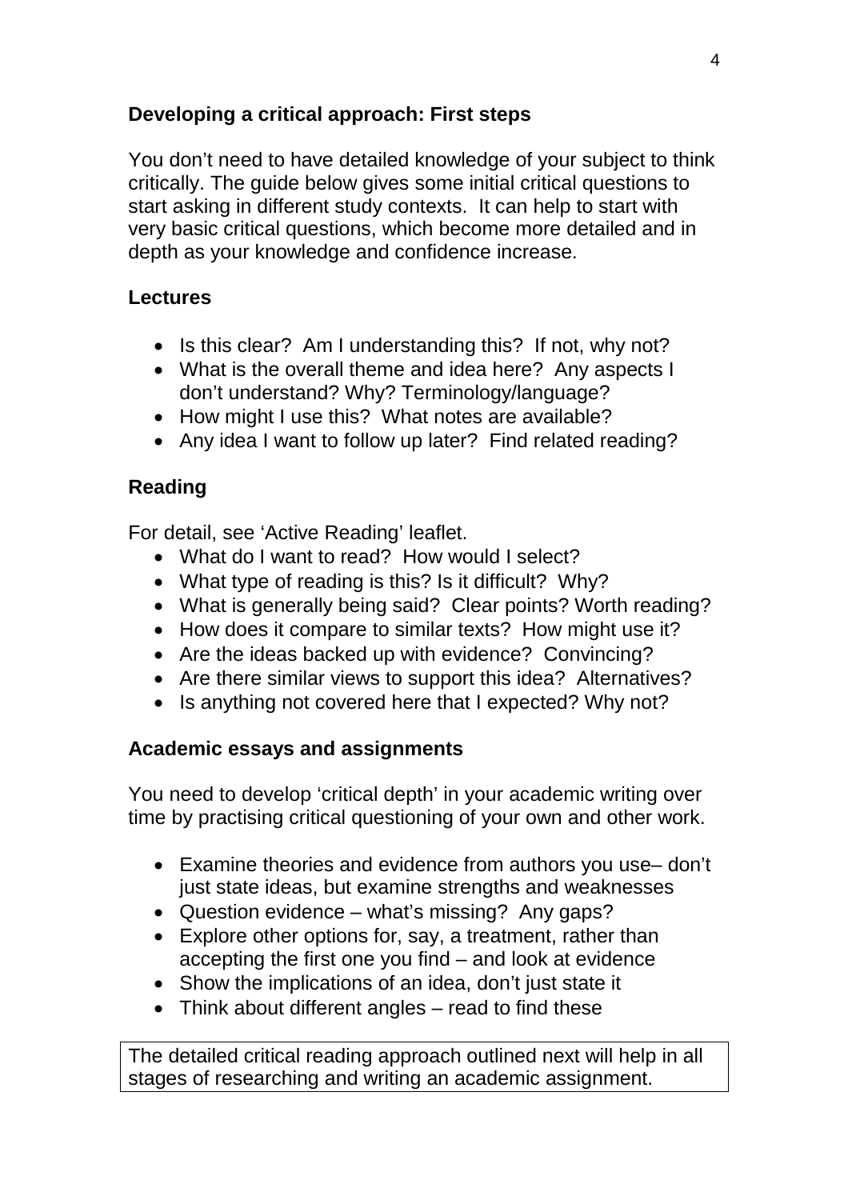## Developing a critical approach: First steps

You don't need to have detailed knowledge of your subject to think critically. The guide below gives some initial critical questions to start asking in different study contexts. It can help to start with very basic critical questions, which become more detailed and in depth as your knowledge and confidence increase.

### Lectures

- Is this clear? Am I understanding this? If not, why not?
- What is the overall theme and idea here? Any aspects I don't understand? Why? Terminology/language?
- How might I use this? What notes are available?
- Any idea I want to follow up later? Find related reading?

### Reading

For detail, see 'Active Reading' leaflet.

- What do I want to read? How would I select?
- What type of reading is this? Is it difficult? Why?
- What is generally being said? Clear points? Worth reading?
- How does it compare to similar texts? How might use it?
- Are the ideas backed up with evidence? Convincing?
- Are there similar views to support this idea? Alternatives?
- Is anything not covered here that I expected? Why not?

### Academic essays and assignments

You need to develop 'critical depth' in your academic writing over time by practising critical questioning of your own and other work.

- Examine theories and evidence from authors you use– don't just state ideas, but examine strengths and weaknesses
- Question evidence – what's missing? Any gaps?
- Explore other options for, say, a treatment, rather than accepting the first one you find – and look at evidence
- Show the implications of an idea, don't just state it
- Think about different angles – read to find these

The detailed critical reading approach outlined next will help in all stages of researching and writing an academic assignment.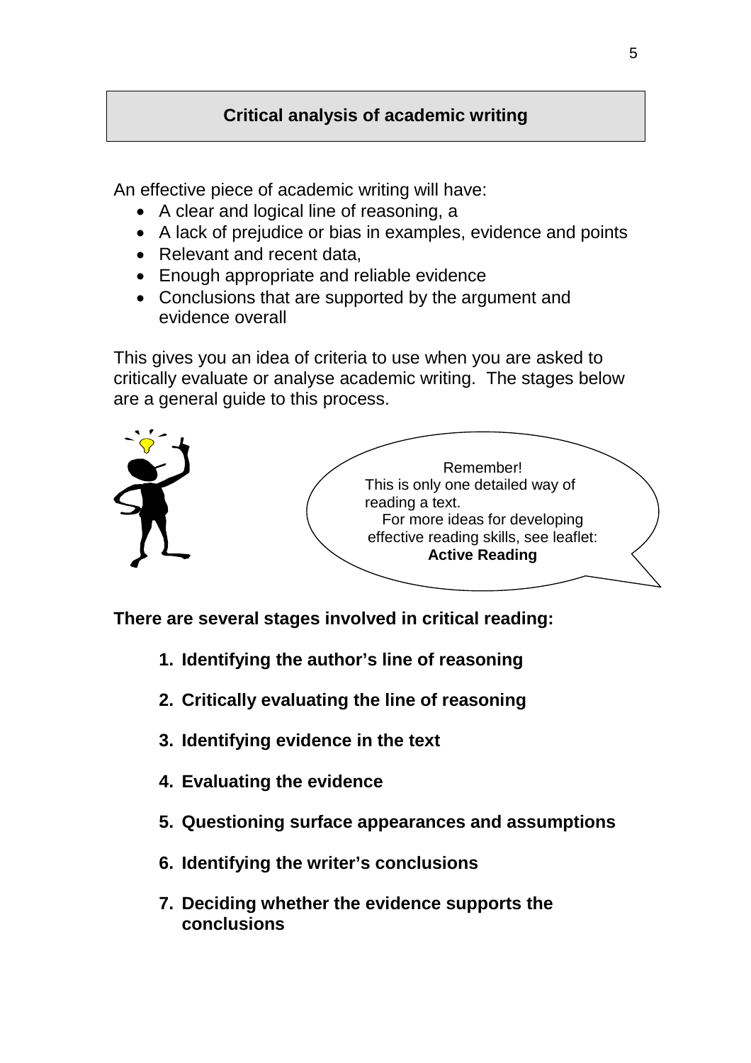## Critical analysis of academic writing

An effective piece of academic writing will have:

- A clear and logical line of reasoning, a
- A lack of prejudice or bias in examples, evidence and points
- Relevant and recent data,
- Enough appropriate and reliable evidence
- Conclusions that are supported by the argument and evidence overall

This gives you an idea of criteria to use when you are asked to critically evaluate or analyse academic writing. The stages below are a general guide to this process.

Remember!
This is only one detailed way of reading a text.
For more ideas for developing effective reading skills, see leaflet:
**Active Reading**

**There are several stages involved in critical reading:**

1. **Identifying the author's line of reasoning**
2. **Critically evaluating the line of reasoning**
3. **Identifying evidence in the text**
4. **Evaluating the evidence**
5. **Questioning surface appearances and assumptions**
6. **Identifying the writer's conclusions**
7. **Deciding whether the evidence supports the conclusions**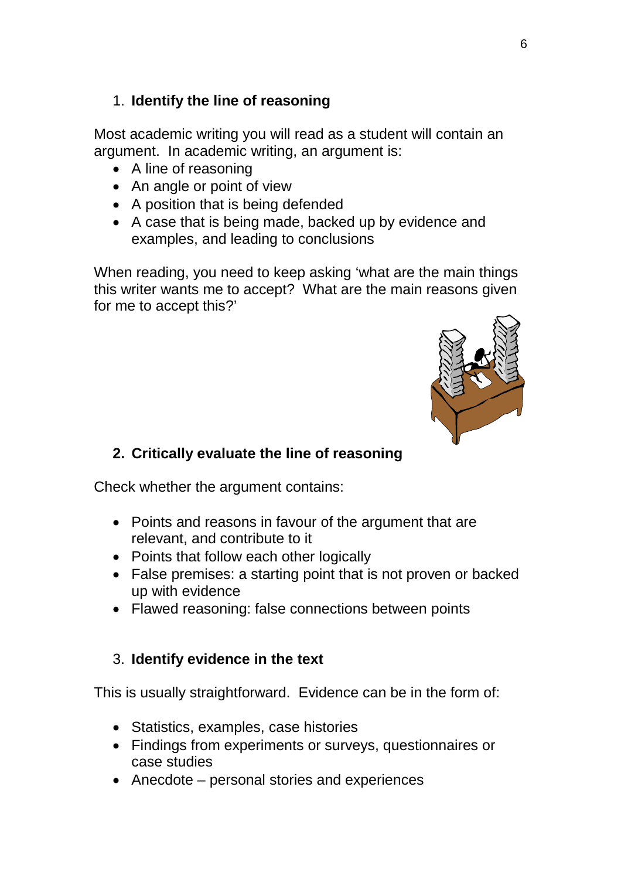## 1. Identify the line of reasoning

Most academic writing you will read as a student will contain an argument. In academic writing, an argument is:

- A line of reasoning
- An angle or point of view
- A position that is being defended
- A case that is being made, backed up by evidence and examples, and leading to conclusions

When reading, you need to keep asking 'what are the main things this writer wants me to accept? What are the main reasons given for me to accept this?'

## 2. Critically evaluate the line of reasoning

Check whether the argument contains:

- Points and reasons in favour of the argument that are relevant, and contribute to it
- Points that follow each other logically
- False premises: a starting point that is not proven or backed up with evidence
- Flawed reasoning: false connections between points

## 3. Identify evidence in the text

This is usually straightforward. Evidence can be in the form of:

- Statistics, examples, case histories
- Findings from experiments or surveys, questionnaires or case studies
- Anecdote – personal stories and experiences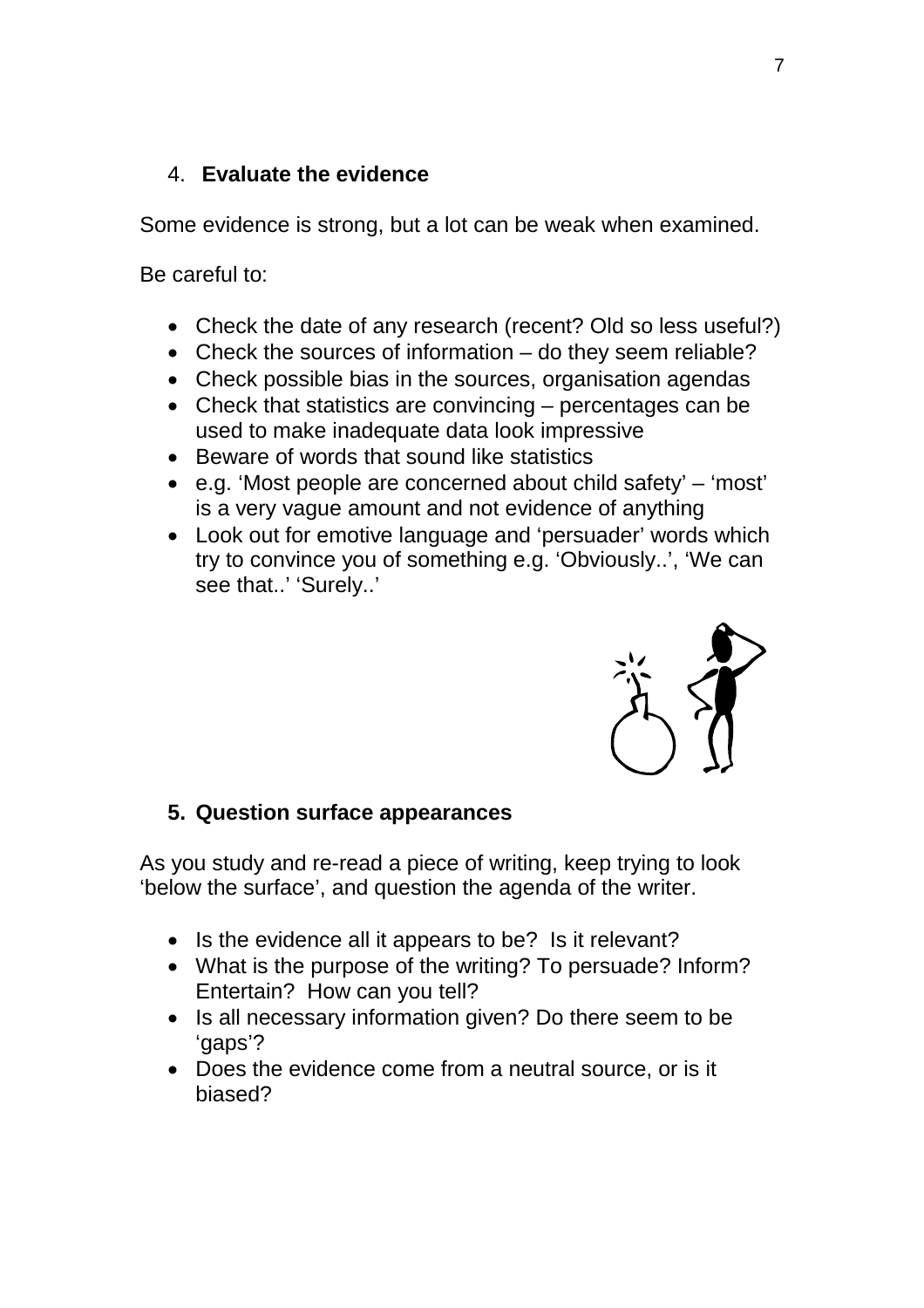## 4. Evaluate the evidence

Some evidence is strong, but a lot can be weak when examined.

Be careful to:

- Check the date of any research (recent? Old so less useful?)
- Check the sources of information – do they seem reliable?
- Check possible bias in the sources, organisation agendas
- Check that statistics are convincing – percentages can be used to make inadequate data look impressive
- Beware of words that sound like statistics
- e.g. 'Most people are concerned about child safety' – 'most' is a very vague amount and not evidence of anything
- Look out for emotive language and 'persuader' words which try to convince you of something e.g. 'Obviously..', 'We can see that..' 'Surely..'

## 5. Question surface appearances

As you study and re-read a piece of writing, keep trying to look 'below the surface', and question the agenda of the writer.

- Is the evidence all it appears to be? Is it relevant?
- What is the purpose of the writing? To persuade? Inform? Entertain? How can you tell?
- Is all necessary information given? Do there seem to be 'gaps'?
- Does the evidence come from a neutral source, or is it biased?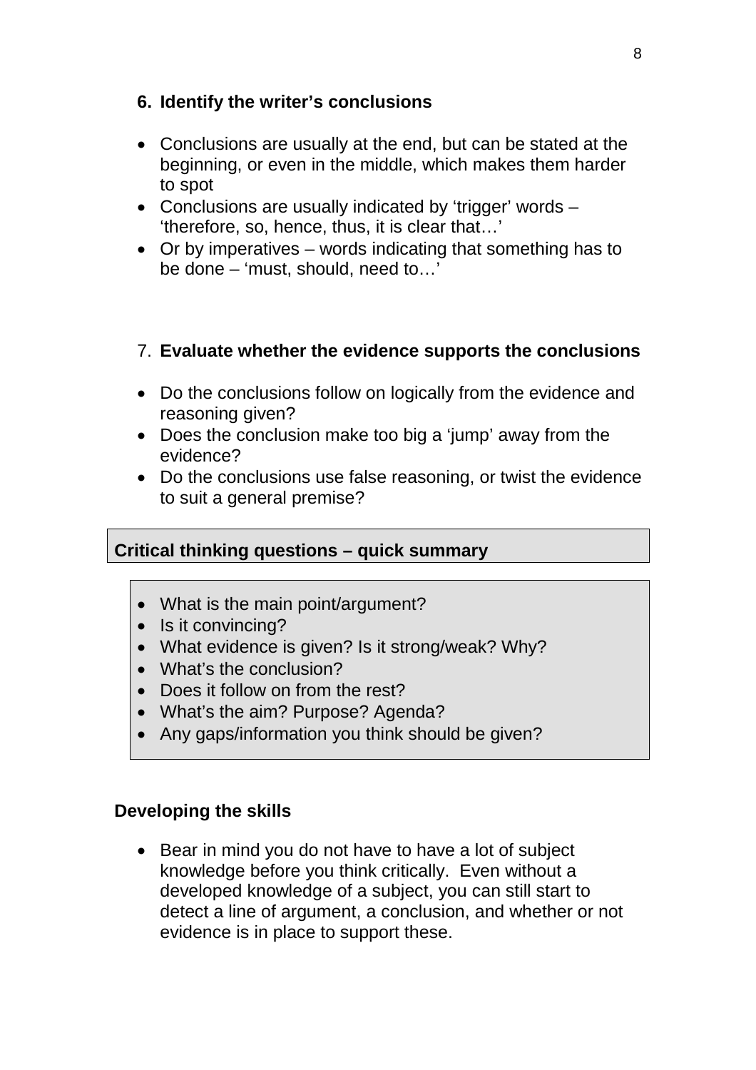### 6. Identify the writer’s conclusions

- Conclusions are usually at the end, but can be stated at the beginning, or even in the middle, which makes them harder to spot
- Conclusions are usually indicated by ‘trigger’ words – ‘therefore, so, hence, thus, it is clear that…’
- Or by imperatives – words indicating that something has to be done – ‘must, should, need to…’

### 7. Evaluate whether the evidence supports the conclusions

- Do the conclusions follow on logically from the evidence and reasoning given?
- Does the conclusion make too big a ‘jump’ away from the evidence?
- Do the conclusions use false reasoning, or twist the evidence to suit a general premise?

**Critical thinking questions – quick summary**

- What is the main point/argument?
- Is it convincing?
- What evidence is given? Is it strong/weak? Why?
- What’s the conclusion?
- Does it follow on from the rest?
- What’s the aim? Purpose? Agenda?
- Any gaps/information you think should be given?

### Developing the skills

- Bear in mind you do not have to have a lot of subject knowledge before you think critically. Even without a developed knowledge of a subject, you can still start to detect a line of argument, a conclusion, and whether or not evidence is in place to support these.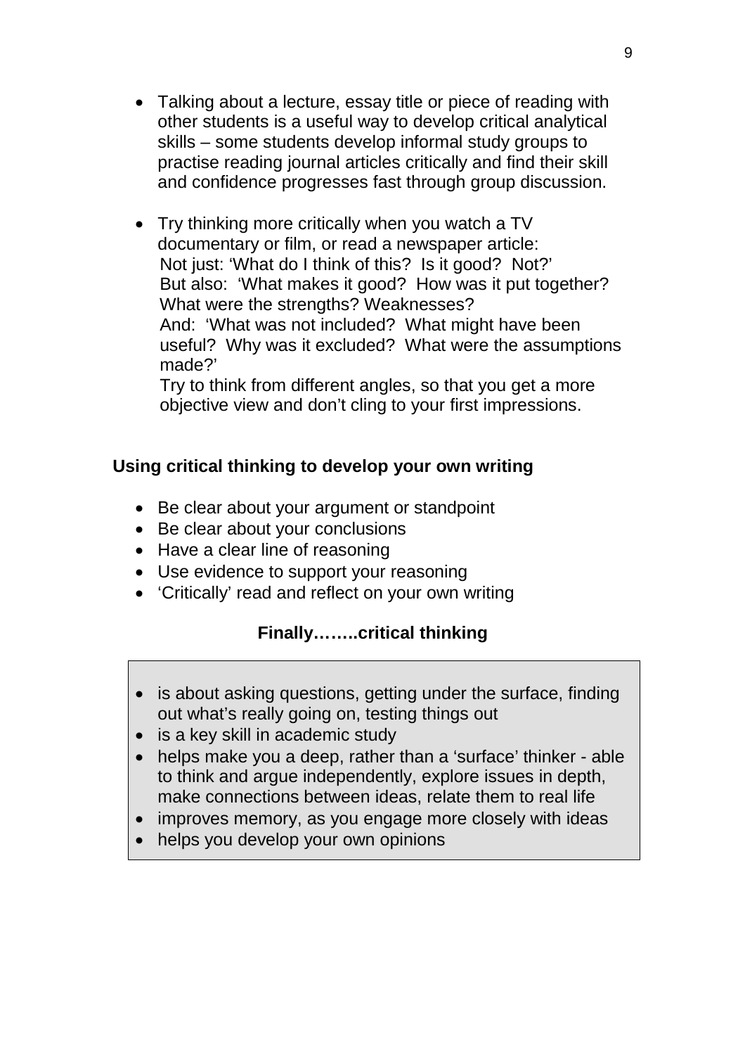- Talking about a lecture, essay title or piece of reading with other students is a useful way to develop critical analytical skills – some students develop informal study groups to practise reading journal articles critically and find their skill and confidence progresses fast through group discussion.

- Try thinking more critically when you watch a TV documentary or film, or read a newspaper article:
  Not just: 'What do I think of this? Is it good? Not?'
  But also: 'What makes it good? How was it put together? What were the strengths? Weaknesses?
  And: 'What was not included? What might have been useful? Why was it excluded? What were the assumptions made?'
  Try to think from different angles, so that you get a more objective view and don't cling to your first impressions.

## Using critical thinking to develop your own writing

- Be clear about your argument or standpoint
- Be clear about your conclusions
- Have a clear line of reasoning
- Use evidence to support your reasoning
- 'Critically' read and reflect on your own writing

## Finally……..critical thinking

- is about asking questions, getting under the surface, finding out what's really going on, testing things out
- is a key skill in academic study
- helps make you a deep, rather than a 'surface' thinker - able to think and argue independently, explore issues in depth, make connections between ideas, relate them to real life
- improves memory, as you engage more closely with ideas
- helps you develop your own opinions